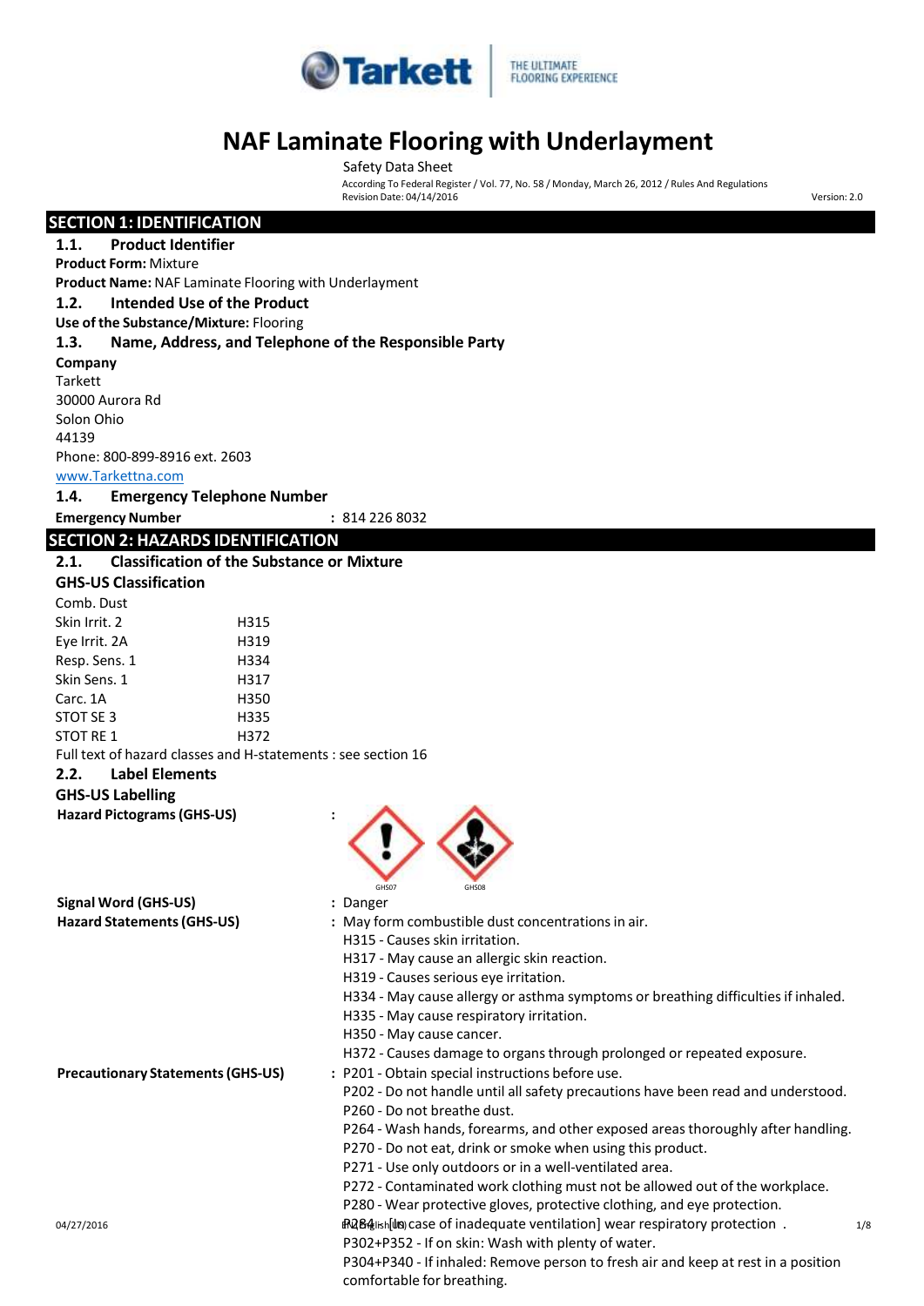# NAF Laminate Flooring with Underlayment

Safety Data Sheet

According To Federal Register / Vol. 77, No. 58 / Monday, March 26, 2012 / Rules And Regulations

Revision Date: 04/14/2016

Version: 2.0

## SECTION 1: IDENTIFICATION

### 1.1. Product Identifier

**Product Form:** Mixture

**Product Name:** NAF Laminate Flooring with Underlayment

### 1.2. Intended Use of the Product

**Use of the Substance/Mixture:** Flooring

### 1.3. Name, Address, and Telephone of the Responsible Party

**Company**

Tarkett
30000 Aurora Rd
Solon Ohio
44139
Phone: 800-899-8916 ext. 2603
www.Tarkettna.com

### 1.4. Emergency Telephone Number

**Emergency Number** : 814 226 8032

## SECTION 2: HAZARDS IDENTIFICATION

### 2.1. Classification of the Substance or Mixture

**GHS-US Classification**

| | |
|---|---|
| Comb. Dust | |
| Skin Irrit. 2 | H315 |
| Eye Irrit. 2A | H319 |
| Resp. Sens. 1 | H334 |
| Skin Sens. 1 | H317 |
| Carc. 1A | H350 |
| STOT SE 3 | H335 |
| STOT RE 1 | H372 |

Full text of hazard classes and H-statements : see section 16

### 2.2. Label Elements

**GHS-US Labelling**

**Hazard Pictograms (GHS-US)** : GHS07 GHS08

**Signal Word (GHS-US)** : Danger

**Hazard Statements (GHS-US)** : May form combustible dust concentrations in air.
H315 - Causes skin irritation.
H317 - May cause an allergic skin reaction.
H319 - Causes serious eye irritation.
H334 - May cause allergy or asthma symptoms or breathing difficulties if inhaled.
H335 - May cause respiratory irritation.
H350 - May cause cancer.
H372 - Causes damage to organs through prolonged or repeated exposure.

**Precautionary Statements (GHS-US)** : P201 - Obtain special instructions before use.
P202 - Do not handle until all safety precautions have been read and understood.
P260 - Do not breathe dust.
P264 - Wash hands, forearms, and other exposed areas thoroughly after handling.
P270 - Do not eat, drink or smoke when using this product.
P271 - Use only outdoors or in a well-ventilated area.
P272 - Contaminated work clothing must not be allowed out of the workplace.
P280 - Wear protective gloves, protective clothing, and eye protection.
P284 - [In case of inadequate ventilation] wear respiratory protection .
P302+P352 - If on skin: Wash with plenty of water.
P304+P340 - If inhaled: Remove person to fresh air and keep at rest in a position comfortable for breathing.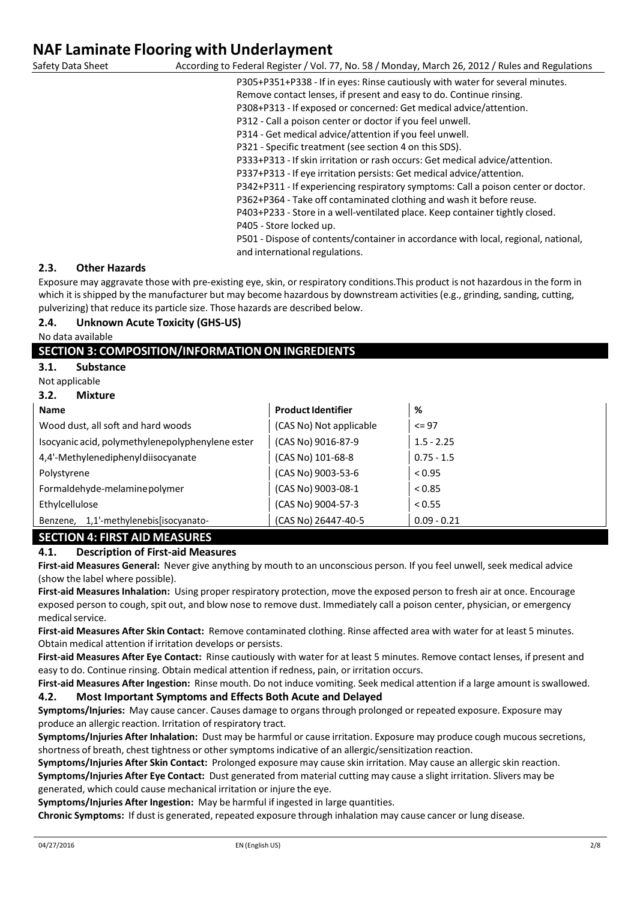P305+P351+P338 - If in eyes: Rinse cautiously with water for several minutes. Remove contact lenses, if present and easy to do. Continue rinsing.
P308+P313 - If exposed or concerned: Get medical advice/attention.
P312 - Call a poison center or doctor if you feel unwell.
P314 - Get medical advice/attention if you feel unwell.
P321 - Specific treatment (see section 4 on this SDS).
P333+P313 - If skin irritation or rash occurs: Get medical advice/attention.
P337+P313 - If eye irritation persists: Get medical advice/attention.
P342+P311 - If experiencing respiratory symptoms: Call a poison center or doctor.
P362+P364 - Take off contaminated clothing and wash it before reuse.
P403+P233 - Store in a well-ventilated place. Keep container tightly closed.
P405 - Store locked up.
P501 - Dispose of contents/container in accordance with local, regional, national, and international regulations.

### 2.3. Other Hazards

Exposure may aggravate those with pre-existing eye, skin, or respiratory conditions.This product is not hazardous in the form in which it is shipped by the manufacturer but may become hazardous by downstream activities (e.g., grinding, sanding, cutting, pulverizing) that reduce its particle size. Those hazards are described below.

### 2.4. Unknown Acute Toxicity (GHS-US)

No data available

## SECTION 3: COMPOSITION/INFORMATION ON INGREDIENTS

### 3.1. Substance

Not applicable

### 3.2. Mixture

| Name | Product Identifier | % |
|---|---|---|
| Wood dust, all soft and hard woods | (CAS No) Not applicable | <= 97 |
| Isocyanic acid, polymethylenepolyphenylene ester | (CAS No) 9016-87-9 | 1.5 - 2.25 |
| 4,4'-Methylenediphenyl diisocyanate | (CAS No) 101-68-8 | 0.75 - 1.5 |
| Polystyrene | (CAS No) 9003-53-6 | < 0.95 |
| Formaldehyde-melamine polymer | (CAS No) 9003-08-1 | < 0.85 |
| Ethylcellulose | (CAS No) 9004-57-3 | < 0.55 |
| Benzene, 1,1'-methylenebis[isocyanato- | (CAS No) 26447-40-5 | 0.09 - 0.21 |

## SECTION 4: FIRST AID MEASURES

### 4.1. Description of First-aid Measures

**First-aid Measures General:** Never give anything by mouth to an unconscious person. If you feel unwell, seek medical advice (show the label where possible).

**First-aid Measures Inhalation:** Using proper respiratory protection, move the exposed person to fresh air at once. Encourage exposed person to cough, spit out, and blow nose to remove dust. Immediately call a poison center, physician, or emergency medical service.

**First-aid Measures After Skin Contact:** Remove contaminated clothing. Rinse affected area with water for at least 5 minutes. Obtain medical attention if irritation develops or persists.

**First-aid Measures After Eye Contact:** Rinse cautiously with water for at least 5 minutes. Remove contact lenses, if present and easy to do. Continue rinsing. Obtain medical attention if redness, pain, or irritation occurs.

**First-aid Measures After Ingestion:** Rinse mouth. Do not induce vomiting. Seek medical attention if a large amount is swallowed.

### 4.2. Most Important Symptoms and Effects Both Acute and Delayed

**Symptoms/Injuries:** May cause cancer. Causes damage to organs through prolonged or repeated exposure. Exposure may produce an allergic reaction. Irritation of respiratory tract.

**Symptoms/Injuries After Inhalation:** Dust may be harmful or cause irritation. Exposure may produce cough mucous secretions, shortness of breath, chest tightness or other symptoms indicative of an allergic/sensitization reaction.

**Symptoms/Injuries After Skin Contact:** Prolonged exposure may cause skin irritation. May cause an allergic skin reaction.

**Symptoms/Injuries After Eye Contact:** Dust generated from material cutting may cause a slight irritation. Slivers may be generated, which could cause mechanical irritation or injure the eye.

**Symptoms/Injuries After Ingestion:** May be harmful if ingested in large quantities.

**Chronic Symptoms:** If dust is generated, repeated exposure through inhalation may cause cancer or lung disease.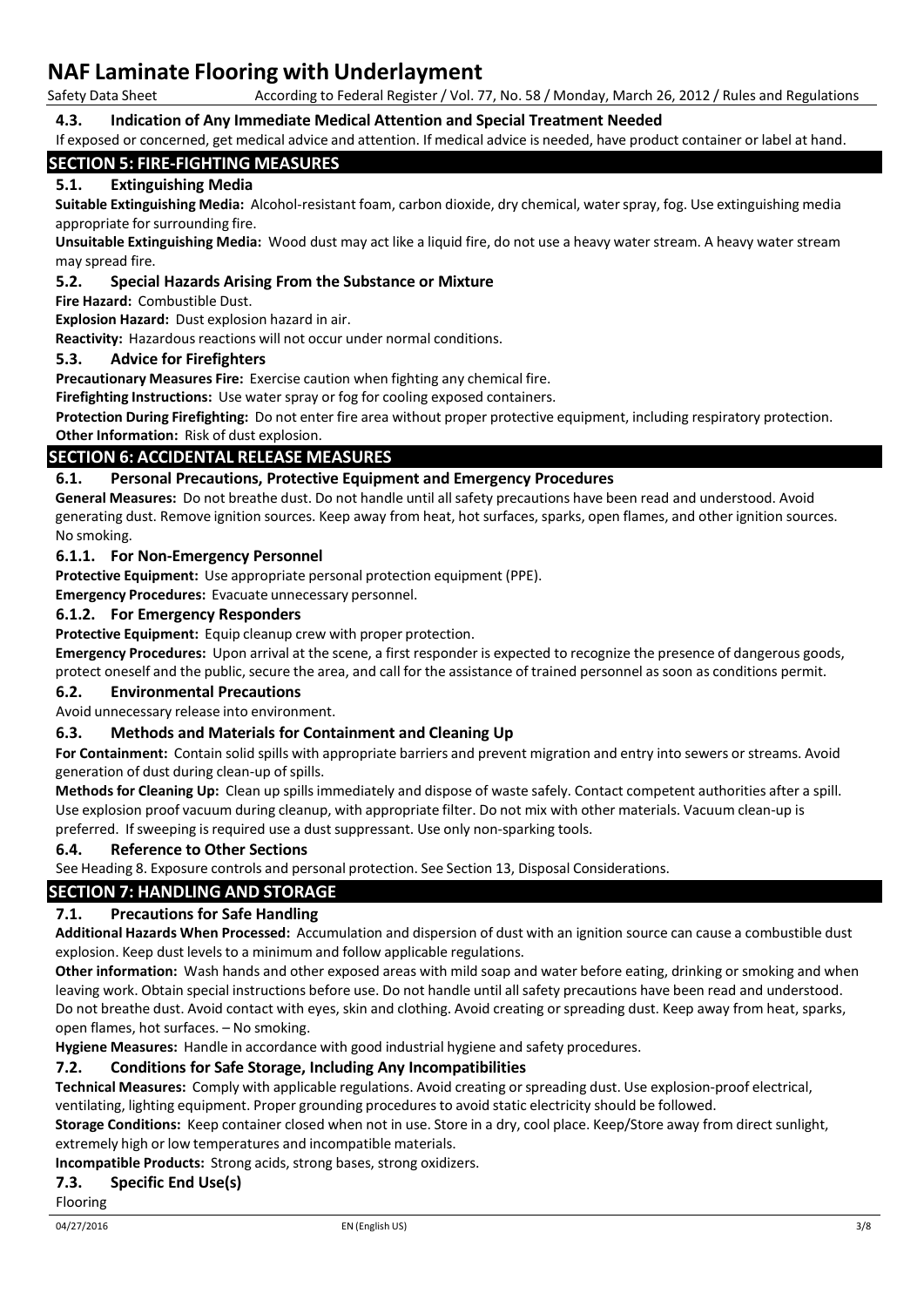### 4.3. Indication of Any Immediate Medical Attention and Special Treatment Needed

If exposed or concerned, get medical advice and attention. If medical advice is needed, have product container or label at hand.

## SECTION 5: FIRE-FIGHTING MEASURES

### 5.1. Extinguishing Media

**Suitable Extinguishing Media:** Alcohol-resistant foam, carbon dioxide, dry chemical, water spray, fog. Use extinguishing media appropriate for surrounding fire.

**Unsuitable Extinguishing Media:** Wood dust may act like a liquid fire, do not use a heavy water stream. A heavy water stream may spread fire.

### 5.2. Special Hazards Arising From the Substance or Mixture

**Fire Hazard:** Combustible Dust.

**Explosion Hazard:** Dust explosion hazard in air.

**Reactivity:** Hazardous reactions will not occur under normal conditions.

### 5.3. Advice for Firefighters

**Precautionary Measures Fire:** Exercise caution when fighting any chemical fire.

**Firefighting Instructions:** Use water spray or fog for cooling exposed containers.

**Protection During Firefighting:** Do not enter fire area without proper protective equipment, including respiratory protection.

**Other Information:** Risk of dust explosion.

## SECTION 6: ACCIDENTAL RELEASE MEASURES

### 6.1. Personal Precautions, Protective Equipment and Emergency Procedures

**General Measures:** Do not breathe dust. Do not handle until all safety precautions have been read and understood. Avoid generating dust. Remove ignition sources. Keep away from heat, hot surfaces, sparks, open flames, and other ignition sources. No smoking.

#### 6.1.1. For Non-Emergency Personnel

**Protective Equipment:** Use appropriate personal protection equipment (PPE).

**Emergency Procedures:** Evacuate unnecessary personnel.

#### 6.1.2. For Emergency Responders

**Protective Equipment:** Equip cleanup crew with proper protection.

**Emergency Procedures:** Upon arrival at the scene, a first responder is expected to recognize the presence of dangerous goods, protect oneself and the public, secure the area, and call for the assistance of trained personnel as soon as conditions permit.

### 6.2. Environmental Precautions

Avoid unnecessary release into environment.

### 6.3. Methods and Materials for Containment and Cleaning Up

**For Containment:** Contain solid spills with appropriate barriers and prevent migration and entry into sewers or streams. Avoid generation of dust during clean-up of spills.

**Methods for Cleaning Up:** Clean up spills immediately and dispose of waste safely. Contact competent authorities after a spill. Use explosion proof vacuum during cleanup, with appropriate filter. Do not mix with other materials. Vacuum clean-up is preferred. If sweeping is required use a dust suppressant. Use only non-sparking tools.

### 6.4. Reference to Other Sections

See Heading 8. Exposure controls and personal protection. See Section 13, Disposal Considerations.

## SECTION 7: HANDLING AND STORAGE

### 7.1. Precautions for Safe Handling

**Additional Hazards When Processed:** Accumulation and dispersion of dust with an ignition source can cause a combustible dust explosion. Keep dust levels to a minimum and follow applicable regulations.

**Other information:** Wash hands and other exposed areas with mild soap and water before eating, drinking or smoking and when leaving work. Obtain special instructions before use. Do not handle until all safety precautions have been read and understood. Do not breathe dust. Avoid contact with eyes, skin and clothing. Avoid creating or spreading dust. Keep away from heat, sparks, open flames, hot surfaces. – No smoking.

**Hygiene Measures:** Handle in accordance with good industrial hygiene and safety procedures.

### 7.2. Conditions for Safe Storage, Including Any Incompatibilities

**Technical Measures:** Comply with applicable regulations. Avoid creating or spreading dust. Use explosion-proof electrical, ventilating, lighting equipment. Proper grounding procedures to avoid static electricity should be followed.

**Storage Conditions:** Keep container closed when not in use. Store in a dry, cool place. Keep/Store away from direct sunlight, extremely high or low temperatures and incompatible materials.

**Incompatible Products:** Strong acids, strong bases, strong oxidizers.

### 7.3. Specific End Use(s)

Flooring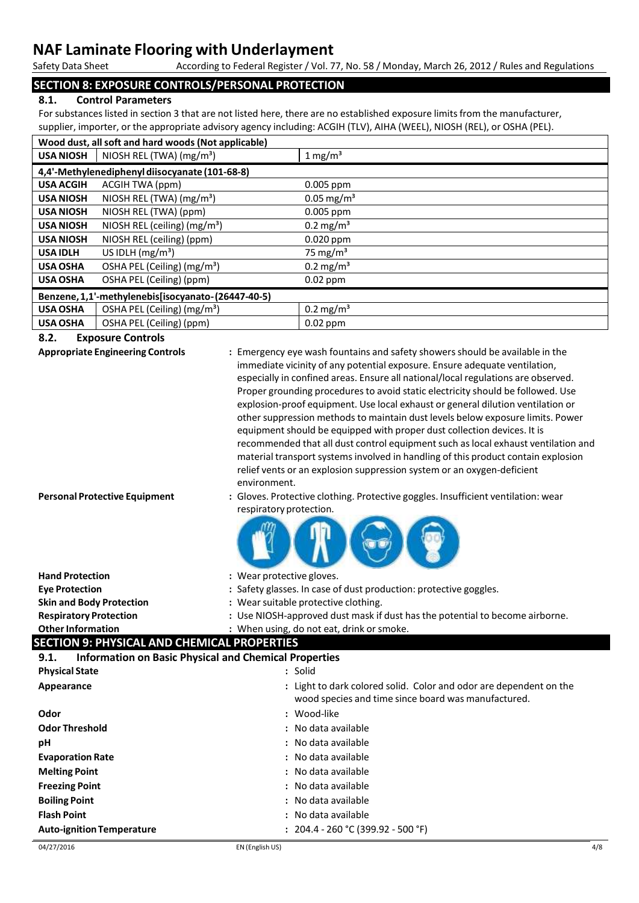## SECTION 8: EXPOSURE CONTROLS/PERSONAL PROTECTION

### 8.1. Control Parameters

For substances listed in section 3 that are not listed here, there are no established exposure limits from the manufacturer, supplier, importer, or the appropriate advisory agency including: ACGIH (TLV), AIHA (WEEL), NIOSH (REL), or OSHA (PEL).

| Wood dust, all soft and hard woods (Not applicable) | | |
|---|---|---|
| **USA NIOSH** | NIOSH REL (TWA) ($mg/m^3$) | 1 $mg/m^3$ |
| **4,4'-Methylenediphenyl diisocyanate (101-68-8)** | | |
| **USA ACGIH** | ACGIH TWA (ppm) | 0.005 ppm |
| **USA NIOSH** | NIOSH REL (TWA) ($mg/m^3$) | 0.05 $mg/m^3$ |
| **USA NIOSH** | NIOSH REL (TWA) (ppm) | 0.005 ppm |
| **USA NIOSH** | NIOSH REL (ceiling) ($mg/m^3$) | 0.2 $mg/m^3$ |
| **USA NIOSH** | NIOSH REL (ceiling) (ppm) | 0.020 ppm |
| **USA IDLH** | US IDLH ($mg/m^3$) | 75 $mg/m^3$ |
| **USA OSHA** | OSHA PEL (Ceiling) ($mg/m^3$) | 0.2 $mg/m^3$ |
| **USA OSHA** | OSHA PEL (Ceiling) (ppm) | 0.02 ppm |
| **Benzene, 1,1'-methylenebis[isocyanato-(26447-40-5)** | | |
| **USA OSHA** | OSHA PEL (Ceiling) ($mg/m^3$) | 0.2 $mg/m^3$ |
| **USA OSHA** | OSHA PEL (Ceiling) (ppm) | 0.02 ppm |

### 8.2. Exposure Controls

**Appropriate Engineering Controls** : Emergency eye wash fountains and safety showers should be available in the immediate vicinity of any potential exposure. Ensure adequate ventilation, especially in confined areas. Ensure all national/local regulations are observed. Proper grounding procedures to avoid static electricity should be followed. Use explosion-proof equipment. Use local exhaust or general dilution ventilation or other suppression methods to maintain dust levels below exposure limits. Power equipment should be equipped with proper dust collection devices. It is recommended that all dust control equipment such as local exhaust ventilation and material transport systems involved in handling of this product contain explosion relief vents or an explosion suppression system or an oxygen-deficient environment.

**Personal Protective Equipment** : Gloves. Protective clothing. Protective goggles. Insufficient ventilation: wear respiratory protection.

**Hand Protection** : Wear protective gloves.

**Eye Protection** : Safety glasses. In case of dust production: protective goggles.

**Skin and Body Protection** : Wear suitable protective clothing.

**Respiratory Protection** : Use NIOSH-approved dust mask if dust has the potential to become airborne.

**Other Information** : When using, do not eat, drink or smoke.

## SECTION 9: PHYSICAL AND CHEMICAL PROPERTIES

### 9.1. Information on Basic Physical and Chemical Properties

**Physical State** : Solid

**Appearance** : Light to dark colored solid. Color and odor are dependent on the wood species and time since board was manufactured.

**Odor** : Wood-like

**Odor Threshold** : No data available

**pH** : No data available

**Evaporation Rate** : No data available

**Melting Point** : No data available

**Freezing Point** : No data available

**Boiling Point** : No data available

**Flash Point** : No data available

**Auto-ignition Temperature** : 204.4 - 260 °C (399.92 - 500 °F)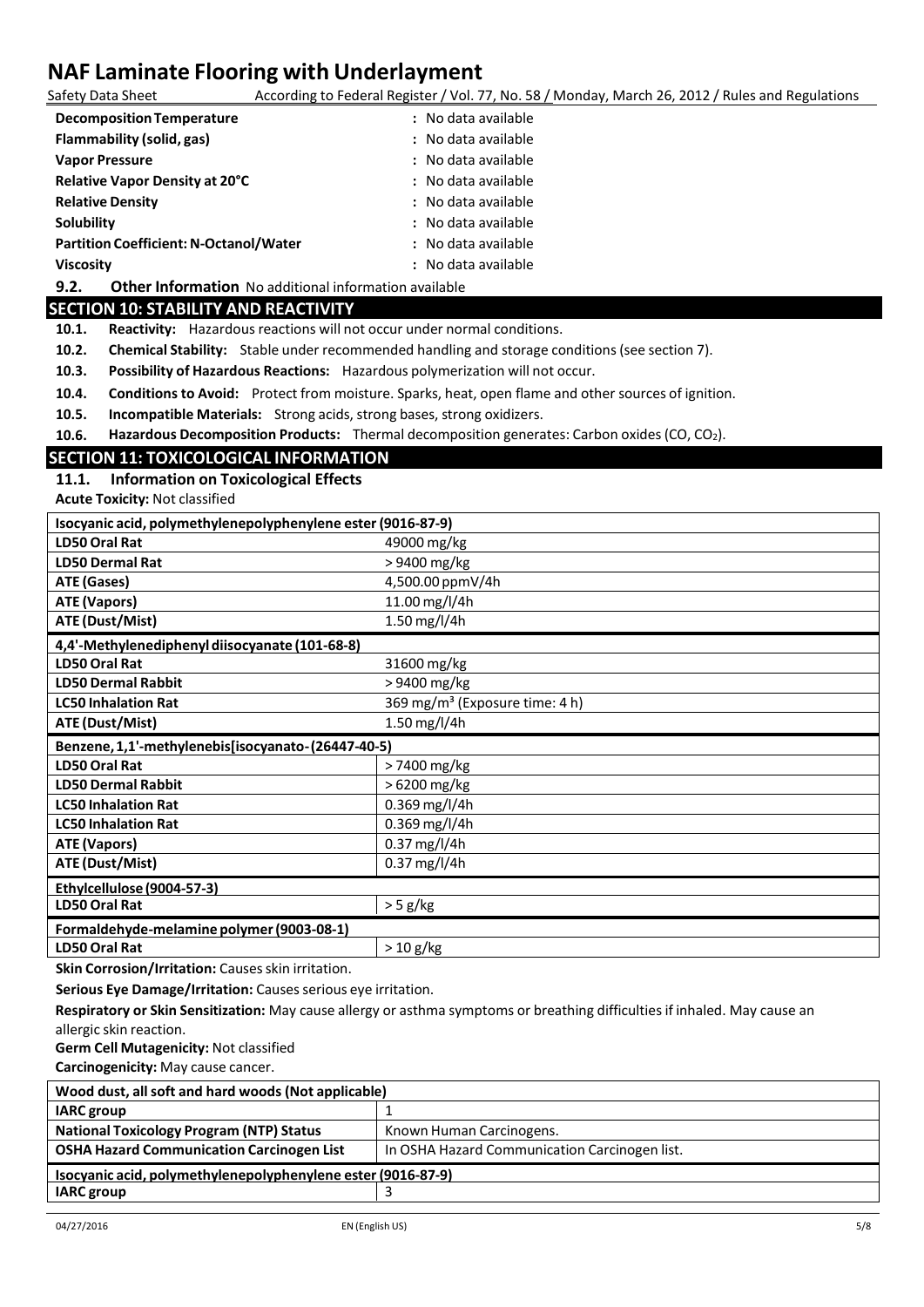| | |
|---|---|
| **Decomposition Temperature** | : No data available |
| **Flammability (solid, gas)** | : No data available |
| **Vapor Pressure** | : No data available |
| **Relative Vapor Density at 20°C** | : No data available |
| **Relative Density** | : No data available |
| **Solubility** | : No data available |
| **Partition Coefficient: N-Octanol/Water** | : No data available |
| **Viscosity** | : No data available |

**9.2. Other Information** No additional information available

## SECTION 10: STABILITY AND REACTIVITY

**10.1. Reactivity:** Hazardous reactions will not occur under normal conditions.

**10.2. Chemical Stability:** Stable under recommended handling and storage conditions (see section 7).

**10.3. Possibility of Hazardous Reactions:** Hazardous polymerization will not occur.

**10.4. Conditions to Avoid:** Protect from moisture. Sparks, heat, open flame and other sources of ignition.

**10.5. Incompatible Materials:** Strong acids, strong bases, strong oxidizers.

**10.6. Hazardous Decomposition Products:** Thermal decomposition generates: Carbon oxides ($CO$, $CO_2$).

## SECTION 11: TOXICOLOGICAL INFORMATION

### 11.1. Information on Toxicological Effects

**Acute Toxicity:** Not classified

| **Isocyanic acid, polymethylenepolyphenylene ester (9016-87-9)** | |
|---|---|
| **LD50 Oral Rat** | 49000 mg/kg |
| **LD50 Dermal Rat** | > 9400 mg/kg |
| **ATE (Gases)** | 4,500.00 ppmV/4h |
| **ATE (Vapors)** | 11.00 mg/l/4h |
| **ATE (Dust/Mist)** | 1.50 mg/l/4h |
| **4,4'-Methylenediphenyl diisocyanate (101-68-8)** | |
| **LD50 Oral Rat** | 31600 mg/kg |
| **LD50 Dermal Rabbit** | > 9400 mg/kg |
| **LC50 Inhalation Rat** | 369 mg/m³ (Exposure time: 4 h) |
| **ATE (Dust/Mist)** | 1.50 mg/l/4h |
| **Benzene, 1,1'-methylenebis[isocyanato-(26447-40-5)** | |
| **LD50 Oral Rat** | > 7400 mg/kg |
| **LD50 Dermal Rabbit** | > 6200 mg/kg |
| **LC50 Inhalation Rat** | 0.369 mg/l/4h |
| **LC50 Inhalation Rat** | 0.369 mg/l/4h |
| **ATE (Vapors)** | 0.37 mg/l/4h |
| **ATE (Dust/Mist)** | 0.37 mg/l/4h |
| **Ethylcellulose (9004-57-3)** | |
| **LD50 Oral Rat** | > 5 g/kg |
| **Formaldehyde-melamine polymer (9003-08-1)** | |
| **LD50 Oral Rat** | > 10 g/kg |

**Skin Corrosion/Irritation:** Causes skin irritation.

**Serious Eye Damage/Irritation:** Causes serious eye irritation.

**Respiratory or Skin Sensitization:** May cause allergy or asthma symptoms or breathing difficulties if inhaled. May cause an allergic skin reaction.

**Germ Cell Mutagenicity:** Not classified

**Carcinogenicity:** May cause cancer.

| **Wood dust, all soft and hard woods (Not applicable)** | |
|---|---|
| **IARC group** | 1 |
| **National Toxicology Program (NTP) Status** | Known Human Carcinogens. |
| **OSHA Hazard Communication Carcinogen List** | In OSHA Hazard Communication Carcinogen list. |
| **Isocyanic acid, polymethylenepolyphenylene ester (9016-87-9)** | |
| **IARC group** | 3 |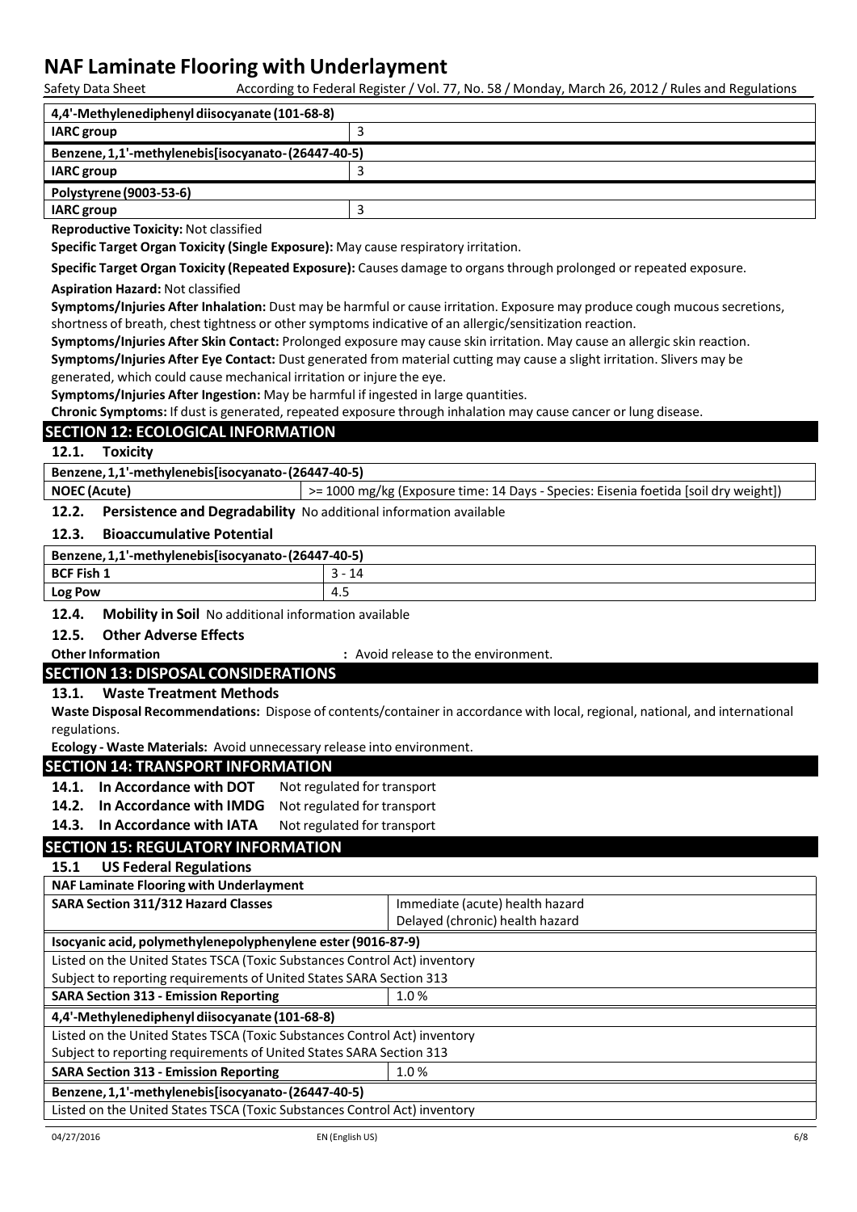| 4,4'-Methylenediphenyl diisocyanate (101-68-8) | |
|---|---|
| IARC group | 3 |
| **Benzene, 1,1'-methylenebis[isocyanato- (26447-40-5)** | |
| IARC group | 3 |
| **Polystyrene (9003-53-6)** | |
| IARC group | 3 |

**Reproductive Toxicity:** Not classified

**Specific Target Organ Toxicity (Single Exposure):** May cause respiratory irritation.

**Specific Target Organ Toxicity (Repeated Exposure):** Causes damage to organs through prolonged or repeated exposure.

**Aspiration Hazard:** Not classified

**Symptoms/Injuries After Inhalation:** Dust may be harmful or cause irritation. Exposure may produce cough mucous secretions, shortness of breath, chest tightness or other symptoms indicative of an allergic/sensitization reaction.

**Symptoms/Injuries After Skin Contact:** Prolonged exposure may cause skin irritation. May cause an allergic skin reaction.

**Symptoms/Injuries After Eye Contact:** Dust generated from material cutting may cause a slight irritation. Slivers may be generated, which could cause mechanical irritation or injure the eye.

**Symptoms/Injuries After Ingestion:** May be harmful if ingested in large quantities.

**Chronic Symptoms:** If dust is generated, repeated exposure through inhalation may cause cancer or lung disease.

## SECTION 12: ECOLOGICAL INFORMATION

### 12.1. Toxicity

| Benzene, 1,1'-methylenebis[isocyanato- (26447-40-5) | |
|---|---|
| NOEC (Acute) | >= 1000 mg/kg (Exposure time: 14 Days - Species: Eisenia foetida [soil dry weight]) |

### 12.2. Persistence and Degradability

No additional information available

### 12.3. Bioaccumulative Potential

| Benzene, 1,1'-methylenebis[isocyanato- (26447-40-5) | |
|---|---|
| BCF Fish 1 | 3 - 14 |
| Log Pow | 4.5 |

### 12.4. Mobility in Soil

No additional information available

### 12.5. Other Adverse Effects

**Other Information** : Avoid release to the environment.

## SECTION 13: DISPOSAL CONSIDERATIONS

### 13.1. Waste Treatment Methods

**Waste Disposal Recommendations:** Dispose of contents/container in accordance with local, regional, national, and international regulations.

**Ecology - Waste Materials:** Avoid unnecessary release into environment.

## SECTION 14: TRANSPORT INFORMATION

**14.1. In Accordance with DOT** Not regulated for transport

**14.2. In Accordance with IMDG** Not regulated for transport

**14.3. In Accordance with IATA** Not regulated for transport

## SECTION 15: REGULATORY INFORMATION

### 15.1 US Federal Regulations

| NAF Laminate Flooring with Underlayment | |
|---|---|
| SARA Section 311/312 Hazard Classes | Immediate (acute) health hazard<br>Delayed (chronic) health hazard |
| **Isocyanic acid, polymethylenepolyphenylene ester (9016-87-9)** | |
| Listed on the United States TSCA (Toxic Substances Control Act) inventory | |
| Subject to reporting requirements of United States SARA Section 313 | |
| SARA Section 313 - Emission Reporting | 1.0 % |
| **4,4'-Methylenediphenyl diisocyanate (101-68-8)** | |
| Listed on the United States TSCA (Toxic Substances Control Act) inventory | |
| Subject to reporting requirements of United States SARA Section 313 | |
| SARA Section 313 - Emission Reporting | 1.0 % |
| **Benzene, 1,1'-methylenebis[isocyanato- (26447-40-5)** | |
| Listed on the United States TSCA (Toxic Substances Control Act) inventory | |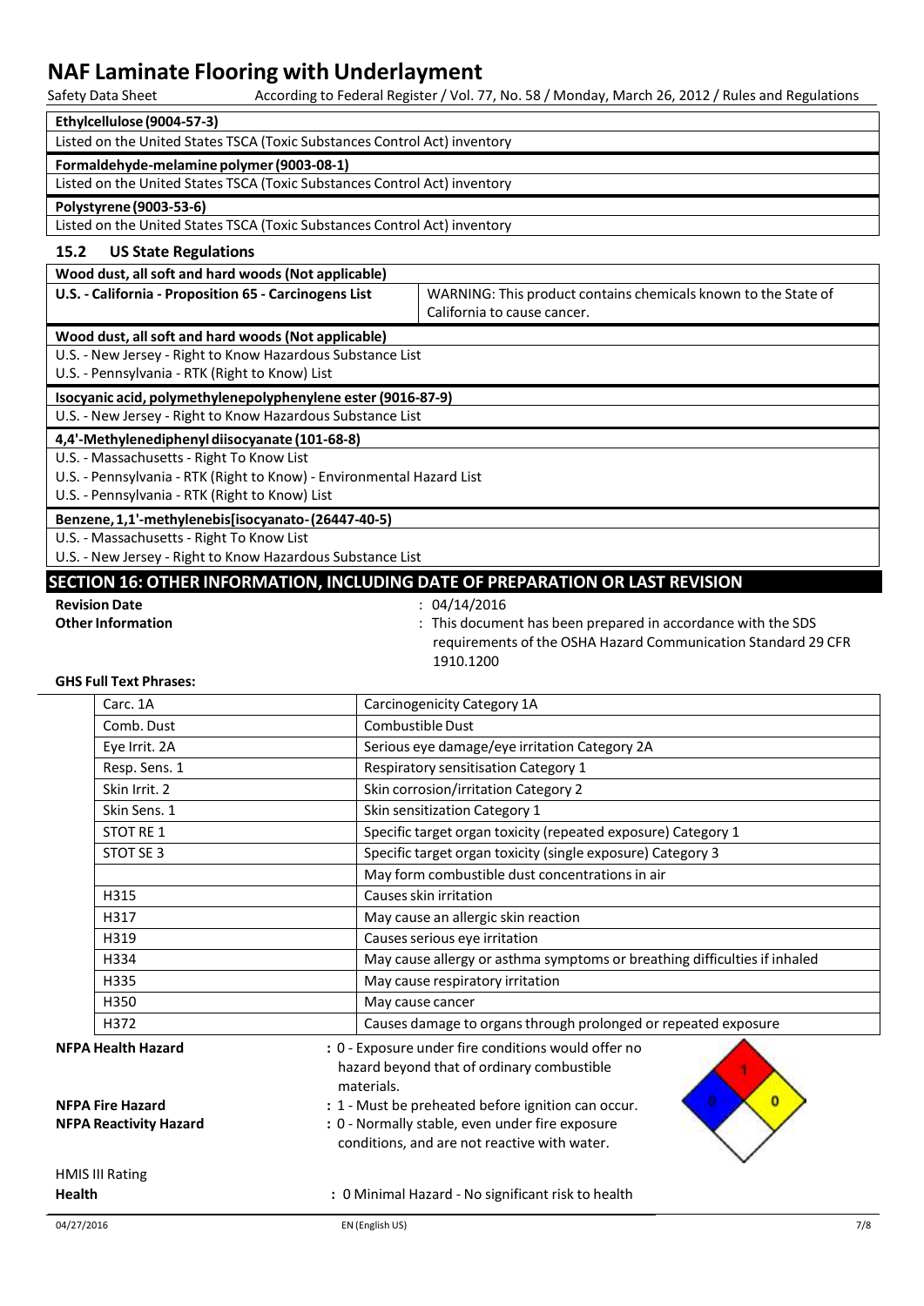| Ethylcellulose (9004-57-3) |
|---|
| Listed on the United States TSCA (Toxic Substances Control Act) inventory |

| Formaldehyde-melamine polymer (9003-08-1) |
|---|
| Listed on the United States TSCA (Toxic Substances Control Act) inventory |

| Polystyrene (9003-53-6) |
|---|
| Listed on the United States TSCA (Toxic Substances Control Act) inventory |

### 15.2 US State Regulations

| Wood dust, all soft and hard woods (Not applicable) | |
|---|---|
| U.S. - California - Proposition 65 - Carcinogens List | WARNING: This product contains chemicals known to the State of California to cause cancer. |

| Wood dust, all soft and hard woods (Not applicable) |
|---|
| U.S. - New Jersey - Right to Know Hazardous Substance List |
| U.S. - Pennsylvania - RTK (Right to Know) List |

| Isocyanic acid, polymethylenepolyphenylene ester (9016-87-9) |
|---|
| U.S. - New Jersey - Right to Know Hazardous Substance List |

| 4,4'-Methylenediphenyl diisocyanate (101-68-8) |
|---|
| U.S. - Massachusetts - Right To Know List |
| U.S. - Pennsylvania - RTK (Right to Know) - Environmental Hazard List |
| U.S. - Pennsylvania - RTK (Right to Know) List |

| Benzene, 1,1'-methylenebis[isocyanato- (26447-40-5) |
|---|
| U.S. - Massachusetts - Right To Know List |
| U.S. - New Jersey - Right to Know Hazardous Substance List |

## SECTION 16: OTHER INFORMATION, INCLUDING DATE OF PREPARATION OR LAST REVISION

**Revision Date** : 04/14/2016

**Other Information** : This document has been prepared in accordance with the SDS requirements of the OSHA Hazard Communication Standard 29 CFR 1910.1200

**GHS Full Text Phrases:**

| | |
|---|---|
| Carc. 1A | Carcinogenicity Category 1A |
| Comb. Dust | Combustible Dust |
| Eye Irrit. 2A | Serious eye damage/eye irritation Category 2A |
| Resp. Sens. 1 | Respiratory sensitisation Category 1 |
| Skin Irrit. 2 | Skin corrosion/irritation Category 2 |
| Skin Sens. 1 | Skin sensitization Category 1 |
| STOT RE 1 | Specific target organ toxicity (repeated exposure) Category 1 |
| STOT SE 3 | Specific target organ toxicity (single exposure) Category 3 |
| | May form combustible dust concentrations in air |
| H315 | Causes skin irritation |
| H317 | May cause an allergic skin reaction |
| H319 | Causes serious eye irritation |
| H334 | May cause allergy or asthma symptoms or breathing difficulties if inhaled |
| H335 | May cause respiratory irritation |
| H350 | May cause cancer |
| H372 | Causes damage to organs through prolonged or repeated exposure |

**NFPA Health Hazard** : 0 - Exposure under fire conditions would offer no hazard beyond that of ordinary combustible materials.

**NFPA Fire Hazard** : 1 - Must be preheated before ignition can occur.

**NFPA Reactivity Hazard** : 0 - Normally stable, even under fire exposure conditions, and are not reactive with water.

HMIS III Rating

**Health** : 0 Minimal Hazard - No significant risk to health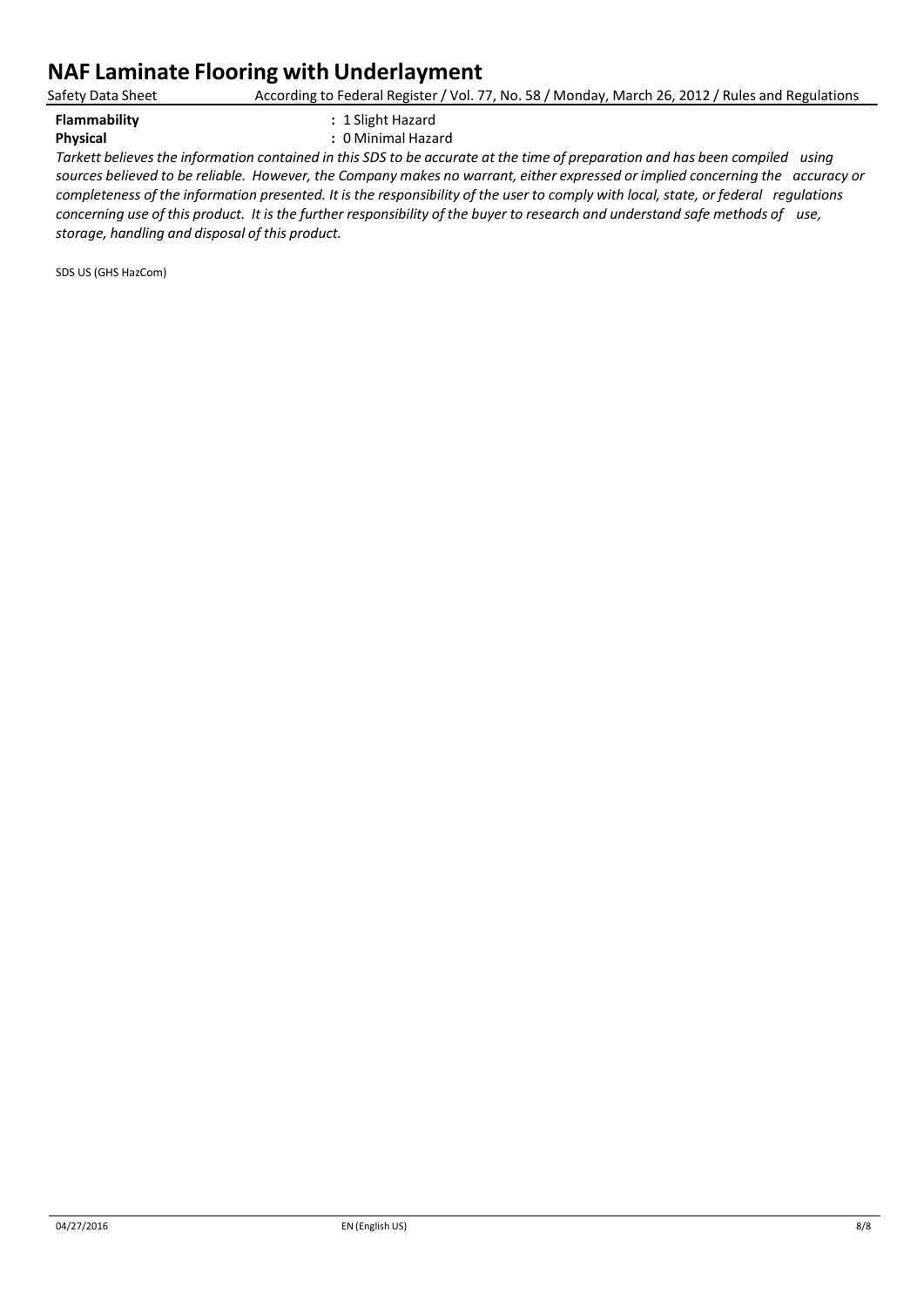**Flammability** : 1 Slight Hazard

**Physical** : 0 Minimal Hazard

*Tarkett believes the information contained in this SDS to be accurate at the time of preparation and has been compiled using sources believed to be reliable. However, the Company makes no warrant, either expressed or implied concerning the accuracy or completeness of the information presented. It is the responsibility of the user to comply with local, state, or federal regulations concerning use of this product. It is the further responsibility of the buyer to research and understand safe methods of use, storage, handling and disposal of this product.*

SDS US (GHS HazCom)